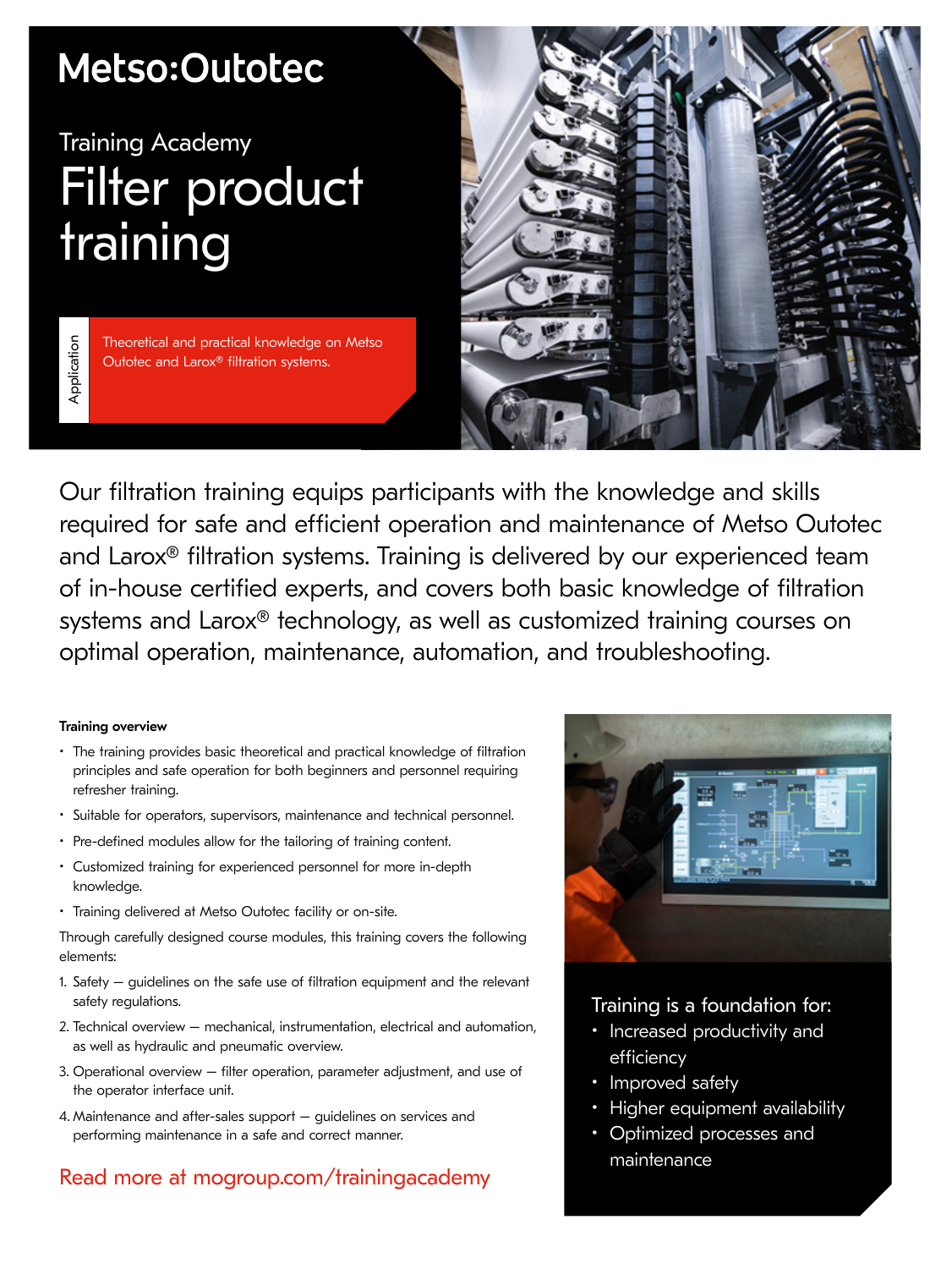Metso:Outotec

Training Academy

# Filter product training

**Application**

Theoretical and practical knowledge on Metso Outotec and Larox® filtration systems.

Our filtration training equips participants with the knowledge and skills required for safe and efficient operation and maintenance of Metso Outotec and Larox® filtration systems. Training is delivered by our experienced team of in-house certified experts, and covers both basic knowledge of filtration systems and Larox® technology, as well as customized training courses on optimal operation, maintenance, automation, and troubleshooting.

**Training overview**

- The training provides basic theoretical and practical knowledge of filtration principles and safe operation for both beginners and personnel requiring refresher training.
- Suitable for operators, supervisors, maintenance and technical personnel.
- Pre-defined modules allow for the tailoring of training content.
- Customized training for experienced personnel for more in-depth knowledge.
- Training delivered at Metso Outotec facility or on-site.

Through carefully designed course modules, this training covers the following elements:

1. Safety – guidelines on the safe use of filtration equipment and the relevant safety regulations.
2. Technical overview – mechanical, instrumentation, electrical and automation, as well as hydraulic and pneumatic overview.
3. Operational overview – filter operation, parameter adjustment, and use of the operator interface unit.
4. Maintenance and after-sales support – guidelines on services and performing maintenance in a safe and correct manner.

Read more at mogroup.com/trainingacademy

Training is a foundation for:

- Increased productivity and efficiency
- Improved safety
- Higher equipment availability
- Optimized processes and maintenance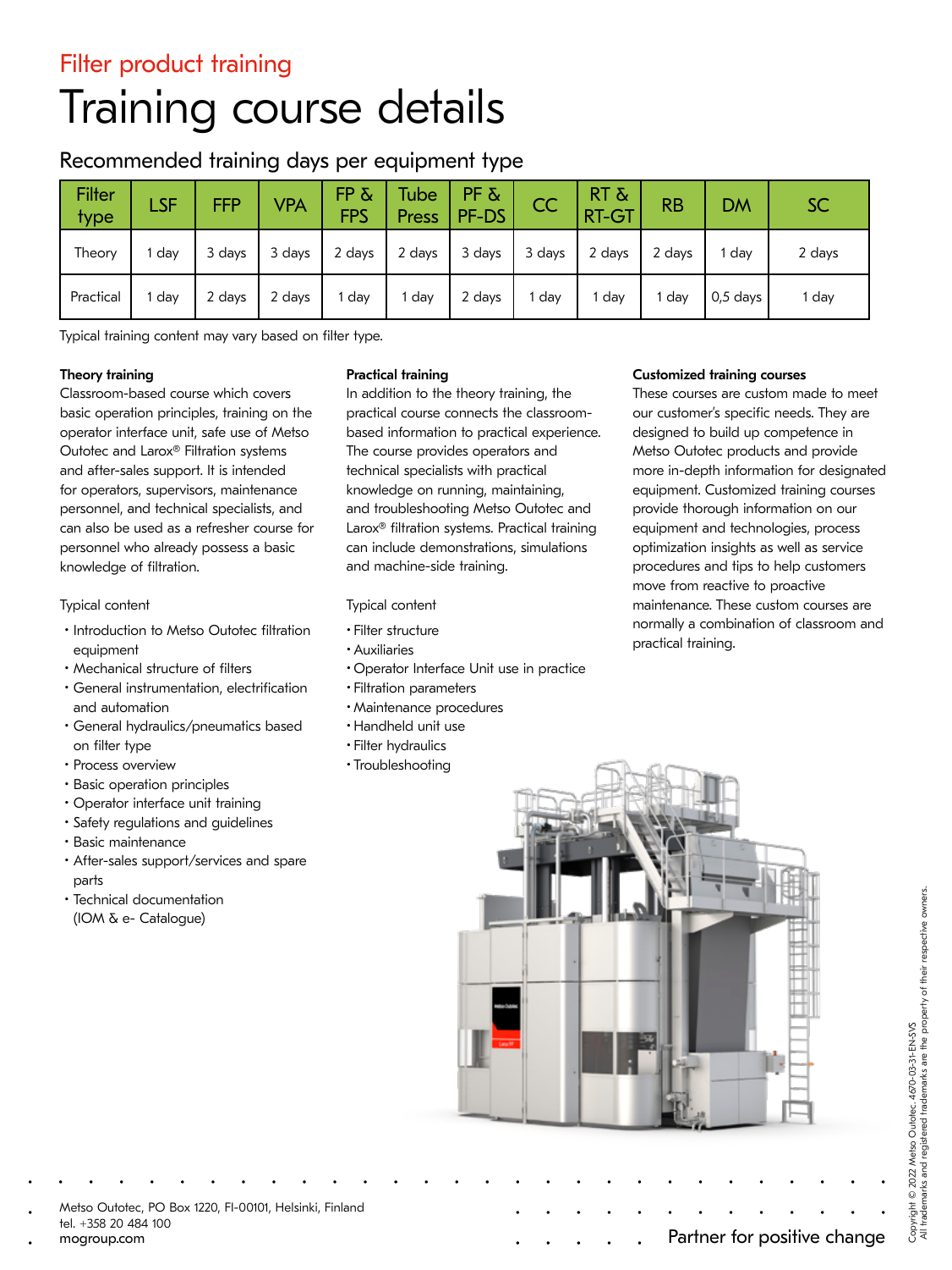Filter product training

# Training course details

## Recommended training days per equipment type

| Filter type | LSF | FFP | VPA | FP & FPS | Tube Press | PF & PF-DS | CC | RT & RT-GT | RB | DM | SC |
|---|---|---|---|---|---|---|---|---|---|---|---|
| Theory | 1 day | 3 days | 3 days | 2 days | 2 days | 3 days | 3 days | 2 days | 2 days | 1 day | 2 days |
| Practical | 1 day | 2 days | 2 days | 1 day | 1 day | 2 days | 1 day | 1 day | 1 day | 0,5 days | 1 day |

Typical training content may vary based on filter type.

**Theory training**

Classroom-based course which covers basic operation principles, training on the operator interface unit, safe use of Metso Outotec and Larox® Filtration systems and after-sales support. It is intended for operators, supervisors, maintenance personnel, and technical specialists, and can also be used as a refresher course for personnel who already possess a basic knowledge of filtration.

Typical content

- Introduction to Metso Outotec filtration equipment
- Mechanical structure of filters
- General instrumentation, electrification and automation
- General hydraulics/pneumatics based on filter type
- Process overview
- Basic operation principles
- Operator interface unit training
- Safety regulations and guidelines
- Basic maintenance
- After-sales support/services and spare parts
- Technical documentation (IOM & e- Catalogue)

**Practical training**

In addition to the theory training, the practical course connects the classroom-based information to practical experience. The course provides operators and technical specialists with practical knowledge on running, maintaining, and troubleshooting Metso Outotec and Larox® filtration systems. Practical training can include demonstrations, simulations and machine-side training.

Typical content

- Filter structure
- Auxiliaries
- Operator Interface Unit use in practice
- Filtration parameters
- Maintenance procedures
- Handheld unit use
- Filter hydraulics
- Troubleshooting

**Customized training courses**

These courses are custom made to meet our customer's specific needs. They are designed to build up competence in Metso Outotec products and provide more in-depth information for designated equipment. Customized training courses provide thorough information on our equipment and technologies, process optimization insights as well as service procedures and tips to help customers move from reactive to proactive maintenance. These custom courses are normally a combination of classroom and practical training.

Metso Outotec, PO Box 1220, FI-00101, Helsinki, Finland
tel. +358 20 484 100
mogroup.com

Partner for positive change

Copyright © 2022 Metso Outotec. 4670-03-31-EN-SVS
All trademarks and registered trademarks are the property of their respective owners.